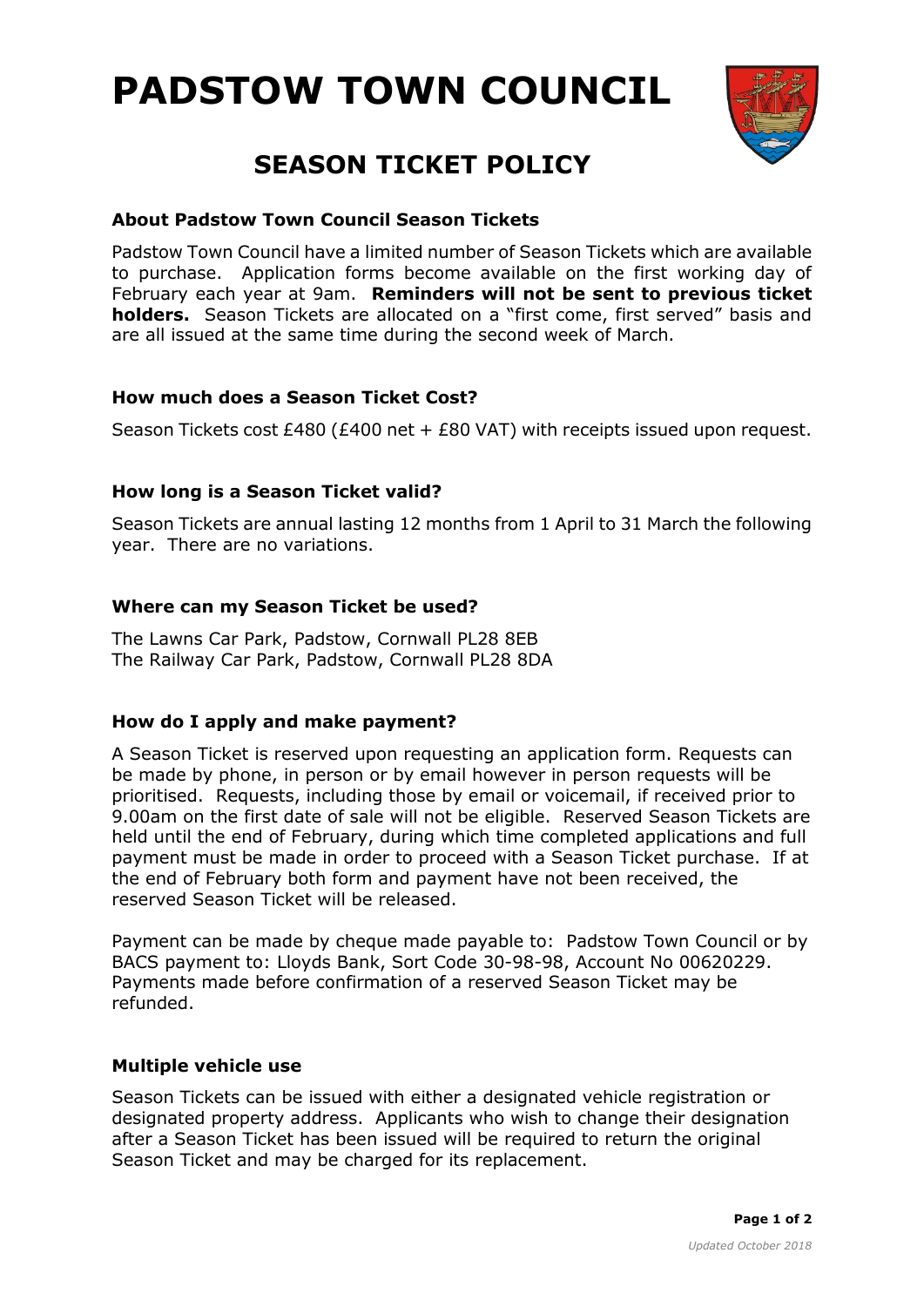# PADSTOW TOWN COUNCIL

## SEASON TICKET POLICY

### About Padstow Town Council Season Tickets

Padstow Town Council have a limited number of Season Tickets which are available to purchase. Application forms become available on the first working day of February each year at 9am. **Reminders will not be sent to previous ticket holders.** Season Tickets are allocated on a "first come, first served" basis and are all issued at the same time during the second week of March.

### How much does a Season Ticket Cost?

Season Tickets cost £480 (£400 net + £80 VAT) with receipts issued upon request.

### How long is a Season Ticket valid?

Season Tickets are annual lasting 12 months from 1 April to 31 March the following year. There are no variations.

### Where can my Season Ticket be used?

The Lawns Car Park, Padstow, Cornwall PL28 8EB
The Railway Car Park, Padstow, Cornwall PL28 8DA

### How do I apply and make payment?

A Season Ticket is reserved upon requesting an application form. Requests can be made by phone, in person or by email however in person requests will be prioritised. Requests, including those by email or voicemail, if received prior to 9.00am on the first date of sale will not be eligible. Reserved Season Tickets are held until the end of February, during which time completed applications and full payment must be made in order to proceed with a Season Ticket purchase. If at the end of February both form and payment have not been received, the reserved Season Ticket will be released.

Payment can be made by cheque made payable to: Padstow Town Council or by BACS payment to: Lloyds Bank, Sort Code 30-98-98, Account No 00620229. Payments made before confirmation of a reserved Season Ticket may be refunded.

### Multiple vehicle use

Season Tickets can be issued with either a designated vehicle registration or designated property address. Applicants who wish to change their designation after a Season Ticket has been issued will be required to return the original Season Ticket and may be charged for its replacement.

*Updated October 2018*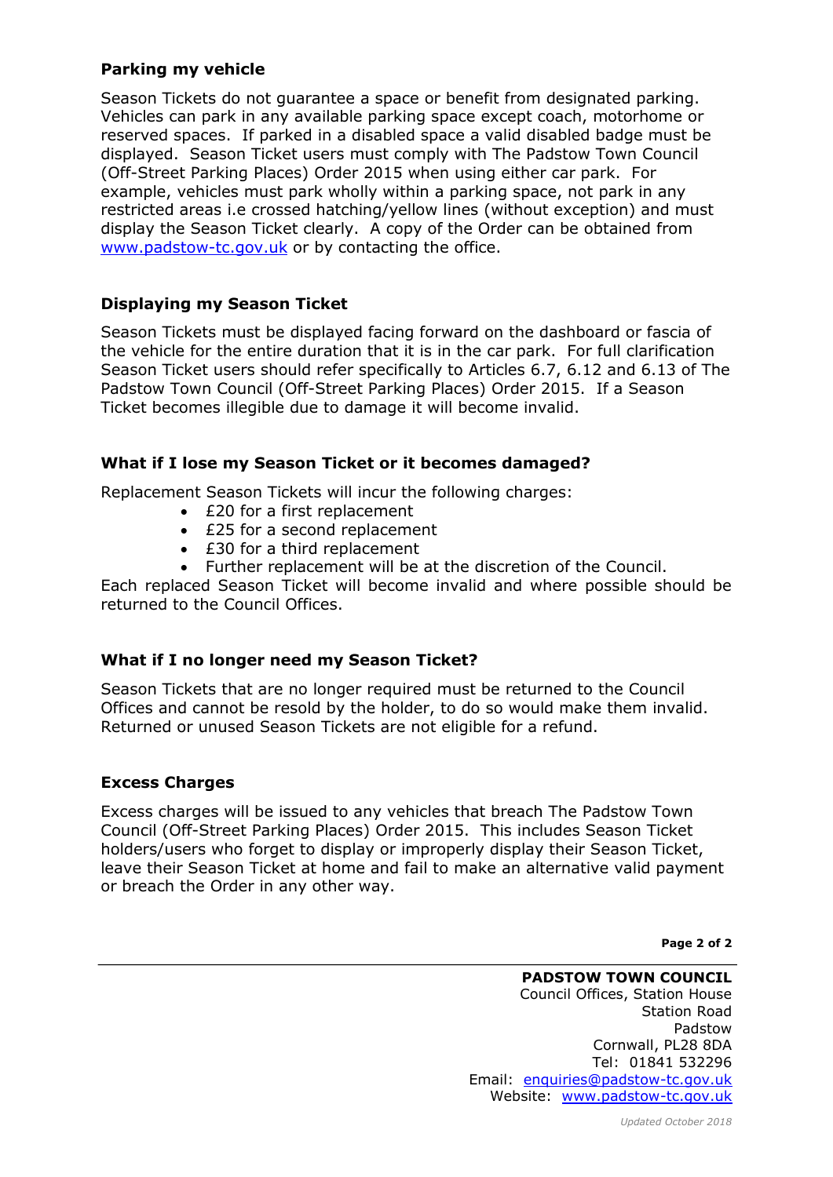### Parking my vehicle

Season Tickets do not guarantee a space or benefit from designated parking. Vehicles can park in any available parking space except coach, motorhome or reserved spaces. If parked in a disabled space a valid disabled badge must be displayed. Season Ticket users must comply with The Padstow Town Council (Off-Street Parking Places) Order 2015 when using either car park. For example, vehicles must park wholly within a parking space, not park in any restricted areas i.e crossed hatching/yellow lines (without exception) and must display the Season Ticket clearly. A copy of the Order can be obtained from [www.padstow-tc.gov.uk](http://www.padstow-tc.gov.uk) or by contacting the office.

### Displaying my Season Ticket

Season Tickets must be displayed facing forward on the dashboard or fascia of the vehicle for the entire duration that it is in the car park. For full clarification Season Ticket users should refer specifically to Articles 6.7, 6.12 and 6.13 of The Padstow Town Council (Off-Street Parking Places) Order 2015. If a Season Ticket becomes illegible due to damage it will become invalid.

### What if I lose my Season Ticket or it becomes damaged?

Replacement Season Tickets will incur the following charges:

- £20 for a first replacement
- £25 for a second replacement
- £30 for a third replacement
- Further replacement will be at the discretion of the Council.

Each replaced Season Ticket will become invalid and where possible should be returned to the Council Offices.

### What if I no longer need my Season Ticket?

Season Tickets that are no longer required must be returned to the Council Offices and cannot be resold by the holder, to do so would make them invalid. Returned or unused Season Tickets are not eligible for a refund.

### Excess Charges

Excess charges will be issued to any vehicles that breach The Padstow Town Council (Off-Street Parking Places) Order 2015. This includes Season Ticket holders/users who forget to display or improperly display their Season Ticket, leave their Season Ticket at home and fail to make an alternative valid payment or breach the Order in any other way.

**PADSTOW TOWN COUNCIL**
Council Offices, Station House
Station Road
Padstow
Cornwall, PL28 8DA
Tel: 01841 532296
Email: [enquiries@padstow-tc.gov.uk](mailto:enquiries@padstow-tc.gov.uk)
Website: [www.padstow-tc.gov.uk](http://www.padstow-tc.gov.uk)

*Updated October 2018*